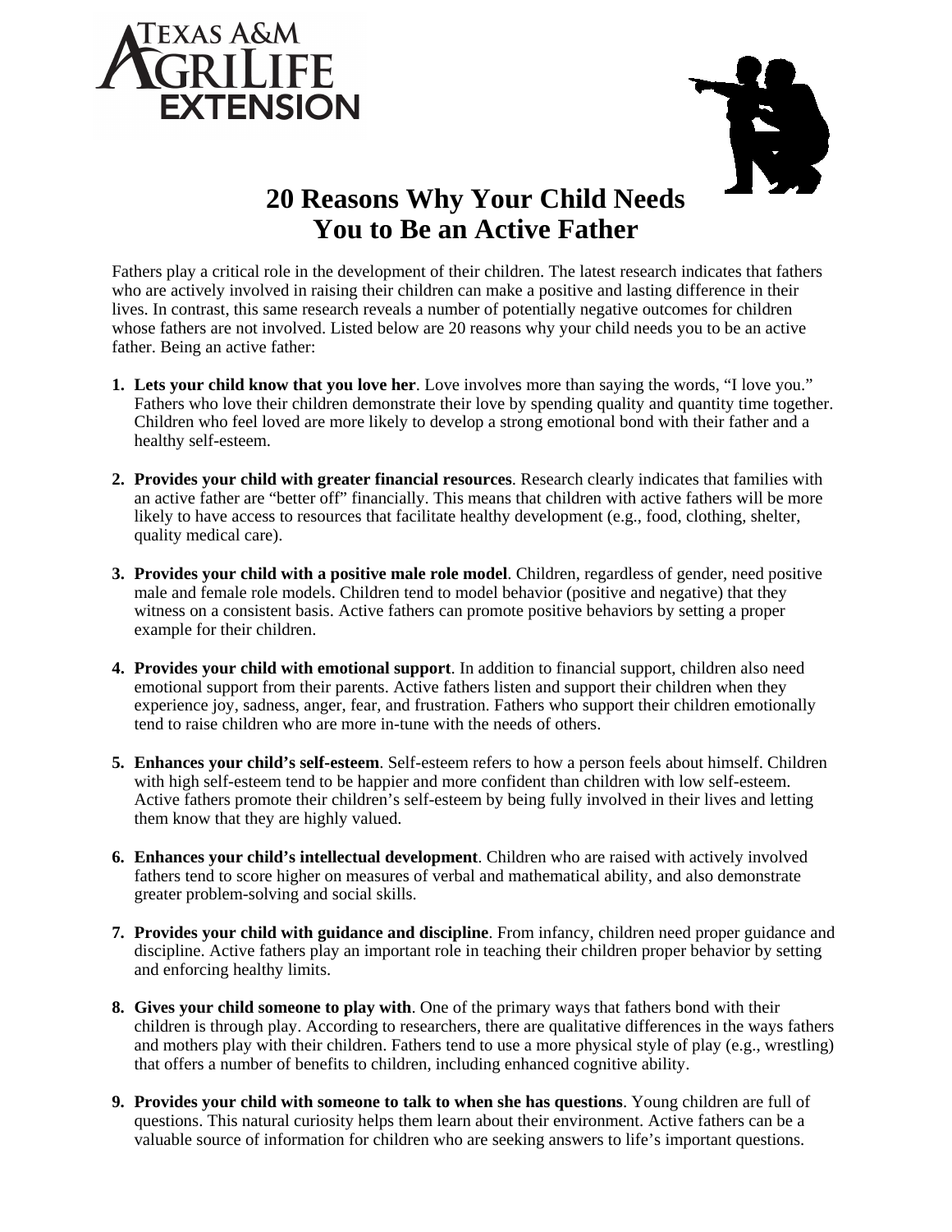Texas A&M AgriLife Extension

# 20 Reasons Why Your Child Needs You to Be an Active Father

Fathers play a critical role in the development of their children. The latest research indicates that fathers who are actively involved in raising their children can make a positive and lasting difference in their lives. In contrast, this same research reveals a number of potentially negative outcomes for children whose fathers are not involved. Listed below are 20 reasons why your child needs you to be an active father. Being an active father:

1. **Lets your child know that you love her**. Love involves more than saying the words, "I love you." Fathers who love their children demonstrate their love by spending quality and quantity time together. Children who feel loved are more likely to develop a strong emotional bond with their father and a healthy self-esteem.

2. **Provides your child with greater financial resources**. Research clearly indicates that families with an active father are "better off" financially. This means that children with active fathers will be more likely to have access to resources that facilitate healthy development (e.g., food, clothing, shelter, quality medical care).

3. **Provides your child with a positive male role model**. Children, regardless of gender, need positive male and female role models. Children tend to model behavior (positive and negative) that they witness on a consistent basis. Active fathers can promote positive behaviors by setting a proper example for their children.

4. **Provides your child with emotional support**. In addition to financial support, children also need emotional support from their parents. Active fathers listen and support their children when they experience joy, sadness, anger, fear, and frustration. Fathers who support their children emotionally tend to raise children who are more in-tune with the needs of others.

5. **Enhances your child's self-esteem**. Self-esteem refers to how a person feels about himself. Children with high self-esteem tend to be happier and more confident than children with low self-esteem. Active fathers promote their children's self-esteem by being fully involved in their lives and letting them know that they are highly valued.

6. **Enhances your child's intellectual development**. Children who are raised with actively involved fathers tend to score higher on measures of verbal and mathematical ability, and also demonstrate greater problem-solving and social skills.

7. **Provides your child with guidance and discipline**. From infancy, children need proper guidance and discipline. Active fathers play an important role in teaching their children proper behavior by setting and enforcing healthy limits.

8. **Gives your child someone to play with**. One of the primary ways that fathers bond with their children is through play. According to researchers, there are qualitative differences in the ways fathers and mothers play with their children. Fathers tend to use a more physical style of play (e.g., wrestling) that offers a number of benefits to children, including enhanced cognitive ability.

9. **Provides your child with someone to talk to when she has questions**. Young children are full of questions. This natural curiosity helps them learn about their environment. Active fathers can be a valuable source of information for children who are seeking answers to life's important questions.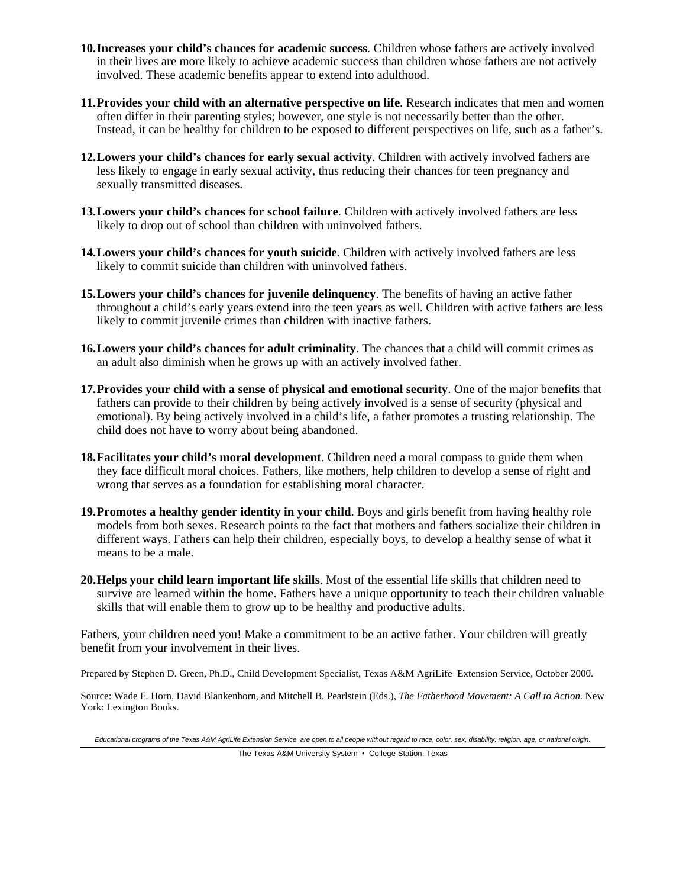10. **Increases your child's chances for academic success**. Children whose fathers are actively involved in their lives are more likely to achieve academic success than children whose fathers are not actively involved. These academic benefits appear to extend into adulthood.

11. **Provides your child with an alternative perspective on life**. Research indicates that men and women often differ in their parenting styles; however, one style is not necessarily better than the other. Instead, it can be healthy for children to be exposed to different perspectives on life, such as a father's.

12. **Lowers your child's chances for early sexual activity**. Children with actively involved fathers are less likely to engage in early sexual activity, thus reducing their chances for teen pregnancy and sexually transmitted diseases.

13. **Lowers your child's chances for school failure**. Children with actively involved fathers are less likely to drop out of school than children with uninvolved fathers.

14. **Lowers your child's chances for youth suicide**. Children with actively involved fathers are less likely to commit suicide than children with uninvolved fathers.

15. **Lowers your child's chances for juvenile delinquency**. The benefits of having an active father throughout a child's early years extend into the teen years as well. Children with active fathers are less likely to commit juvenile crimes than children with inactive fathers.

16. **Lowers your child's chances for adult criminality**. The chances that a child will commit crimes as an adult also diminish when he grows up with an actively involved father.

17. **Provides your child with a sense of physical and emotional security**. One of the major benefits that fathers can provide to their children by being actively involved is a sense of security (physical and emotional). By being actively involved in a child's life, a father promotes a trusting relationship. The child does not have to worry about being abandoned.

18. **Facilitates your child's moral development**. Children need a moral compass to guide them when they face difficult moral choices. Fathers, like mothers, help children to develop a sense of right and wrong that serves as a foundation for establishing moral character.

19. **Promotes a healthy gender identity in your child**. Boys and girls benefit from having healthy role models from both sexes. Research points to the fact that mothers and fathers socialize their children in different ways. Fathers can help their children, especially boys, to develop a healthy sense of what it means to be a male.

20. **Helps your child learn important life skills**. Most of the essential life skills that children need to survive are learned within the home. Fathers have a unique opportunity to teach their children valuable skills that will enable them to grow up to be healthy and productive adults.

Fathers, your children need you! Make a commitment to be an active father. Your children will greatly benefit from your involvement in their lives.

Prepared by Stephen D. Green, Ph.D., Child Development Specialist, Texas A&M AgriLife Extension Service, October 2000.

Source: Wade F. Horn, David Blankenhorn, and Mitchell B. Pearlstein (Eds.), *The Fatherhood Movement: A Call to Action*. New York: Lexington Books.

*Educational programs of the Texas A&M AgriLife Extension Service are open to all people without regard to race, color, sex, disability, religion, age, or national origin.*

The Texas A&M University System • College Station, Texas